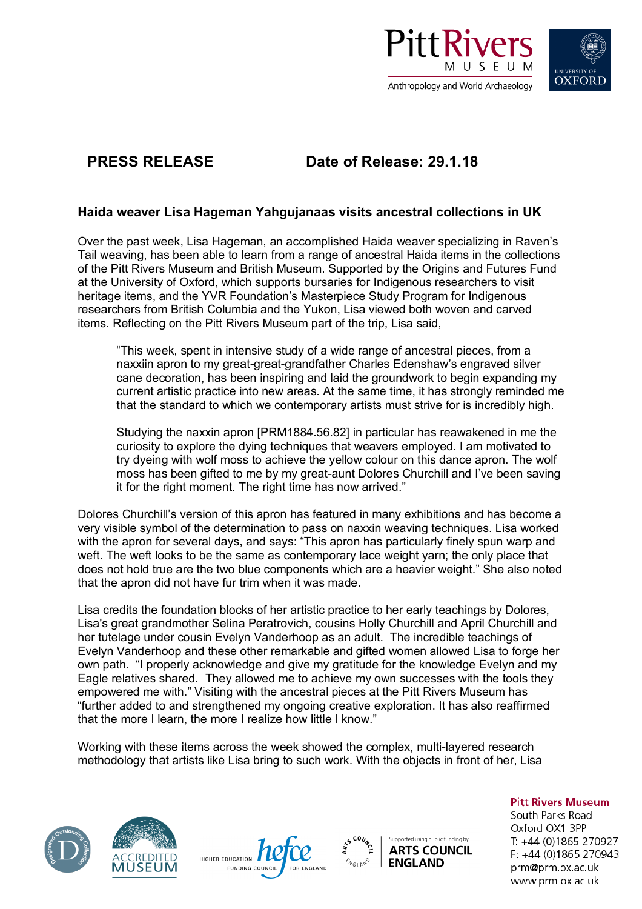**PRESS RELEASE** **Date of Release: 29.1.18**

## Haida weaver Lisa Hageman Yahgujanaas visits ancestral collections in UK

Over the past week, Lisa Hageman, an accomplished Haida weaver specializing in Raven's Tail weaving, has been able to learn from a range of ancestral Haida items in the collections of the Pitt Rivers Museum and British Museum. Supported by the Origins and Futures Fund at the University of Oxford, which supports bursaries for Indigenous researchers to visit heritage items, and the YVR Foundation's Masterpiece Study Program for Indigenous researchers from British Columbia and the Yukon, Lisa viewed both woven and carved items. Reflecting on the Pitt Rivers Museum part of the trip, Lisa said,

> "This week, spent in intensive study of a wide range of ancestral pieces, from a naxxiin apron to my great-great-grandfather Charles Edenshaw's engraved silver cane decoration, has been inspiring and laid the groundwork to begin expanding my current artistic practice into new areas. At the same time, it has strongly reminded me that the standard to which we contemporary artists must strive for is incredibly high.
>
> Studying the naxxin apron [PRM1884.56.82] in particular has reawakened in me the curiosity to explore the dying techniques that weavers employed. I am motivated to try dyeing with wolf moss to achieve the yellow colour on this dance apron. The wolf moss has been gifted to me by my great-aunt Dolores Churchill and I've been saving it for the right moment. The right time has now arrived."

Dolores Churchill's version of this apron has featured in many exhibitions and has become a very visible symbol of the determination to pass on naxxin weaving techniques. Lisa worked with the apron for several days, and says: "This apron has particularly finely spun warp and weft. The weft looks to be the same as contemporary lace weight yarn; the only place that does not hold true are the two blue components which are a heavier weight." She also noted that the apron did not have fur trim when it was made.

Lisa credits the foundation blocks of her artistic practice to her early teachings by Dolores, Lisa's great grandmother Selina Peratrovich, cousins Holly Churchill and April Churchill and her tutelage under cousin Evelyn Vanderhoop as an adult. The incredible teachings of Evelyn Vanderhoop and these other remarkable and gifted women allowed Lisa to forge her own path. "I properly acknowledge and give my gratitude for the knowledge Evelyn and my Eagle relatives shared. They allowed me to achieve my own successes with the tools they empowered me with." Visiting with the ancestral pieces at the Pitt Rivers Museum has "further added to and strengthened my ongoing creative exploration. It has also reaffirmed that the more I learn, the more I realize how little I know."

Working with these items across the week showed the complex, multi-layered research methodology that artists like Lisa bring to such work. With the objects in front of her, Lisa

**Pitt Rivers Museum**
South Parks Road
Oxford OX1 3PP
T: +44 (0)1865 270927
F: +44 (0)1865 270943
prm@prm.ox.ac.uk
www.prm.ox.ac.uk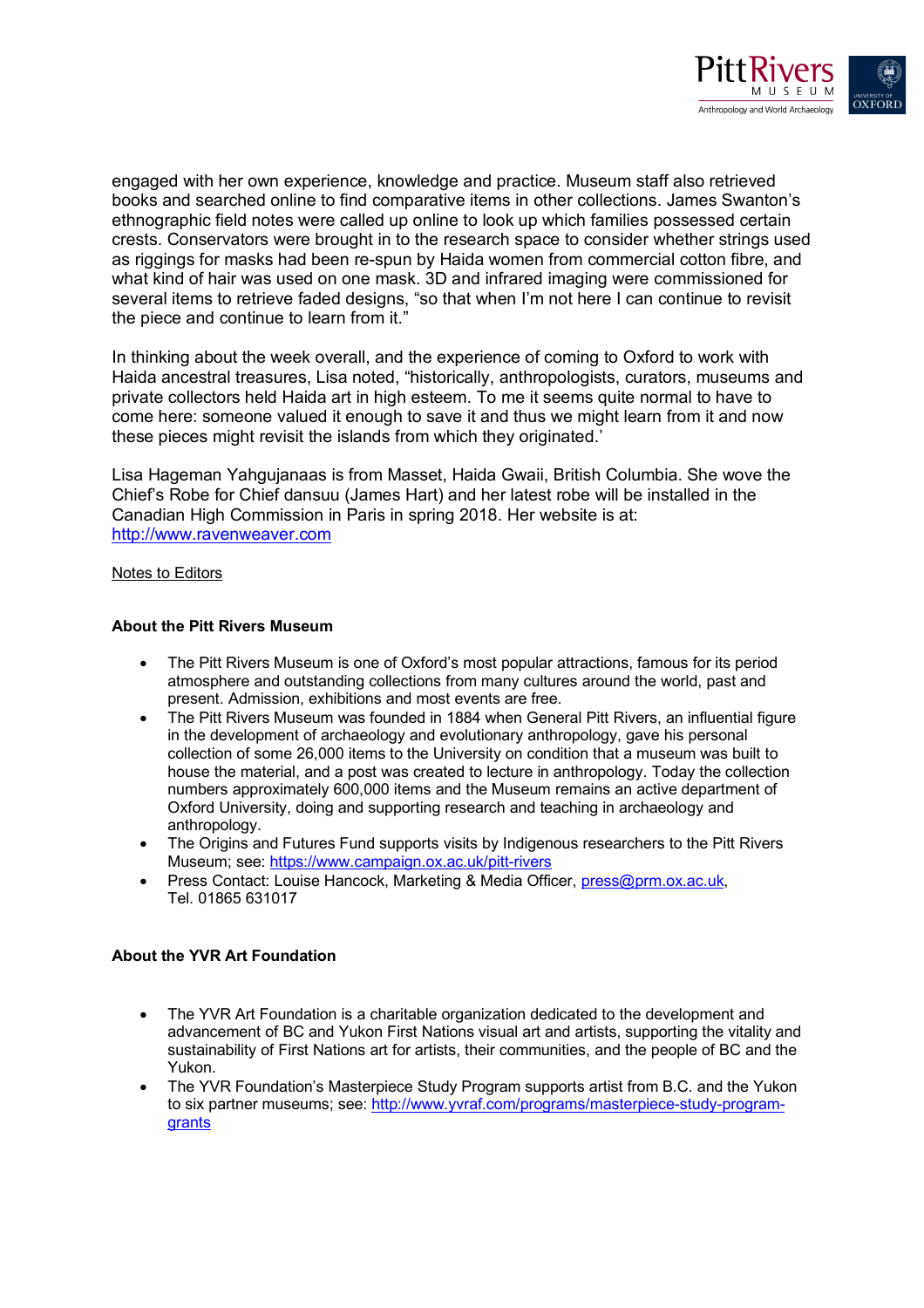engaged with her own experience, knowledge and practice. Museum staff also retrieved books and searched online to find comparative items in other collections. James Swanton's ethnographic field notes were called up online to look up which families possessed certain crests. Conservators were brought in to the research space to consider whether strings used as riggings for masks had been re-spun by Haida women from commercial cotton fibre, and what kind of hair was used on one mask. 3D and infrared imaging were commissioned for several items to retrieve faded designs, "so that when I'm not here I can continue to revisit the piece and continue to learn from it."

In thinking about the week overall, and the experience of coming to Oxford to work with Haida ancestral treasures, Lisa noted, "historically, anthropologists, curators, museums and private collectors held Haida art in high esteem. To me it seems quite normal to have to come here: someone valued it enough to save it and thus we might learn from it and now these pieces might revisit the islands from which they originated.'

Lisa Hageman Yahgujanaas is from Masset, Haida Gwaii, British Columbia. She wove the Chief's Robe for Chief dansuu (James Hart) and her latest robe will be installed in the Canadian High Commission in Paris in spring 2018. Her website is at: http://www.ravenweaver.com

Notes to Editors

**About the Pitt Rivers Museum**

- The Pitt Rivers Museum is one of Oxford's most popular attractions, famous for its period atmosphere and outstanding collections from many cultures around the world, past and present. Admission, exhibitions and most events are free.
- The Pitt Rivers Museum was founded in 1884 when General Pitt Rivers, an influential figure in the development of archaeology and evolutionary anthropology, gave his personal collection of some 26,000 items to the University on condition that a museum was built to house the material, and a post was created to lecture in anthropology. Today the collection numbers approximately 600,000 items and the Museum remains an active department of Oxford University, doing and supporting research and teaching in archaeology and anthropology.
- The Origins and Futures Fund supports visits by Indigenous researchers to the Pitt Rivers Museum; see: https://www.campaign.ox.ac.uk/pitt-rivers
- Press Contact: Louise Hancock, Marketing & Media Officer, press@prm.ox.ac.uk, Tel. 01865 631017

**About the YVR Art Foundation**

- The YVR Art Foundation is a charitable organization dedicated to the development and advancement of BC and Yukon First Nations visual art and artists, supporting the vitality and sustainability of First Nations art for artists, their communities, and the people of BC and the Yukon.
- The YVR Foundation's Masterpiece Study Program supports artist from B.C. and the Yukon to six partner museums; see: http://www.yvraf.com/programs/masterpiece-study-program-grants